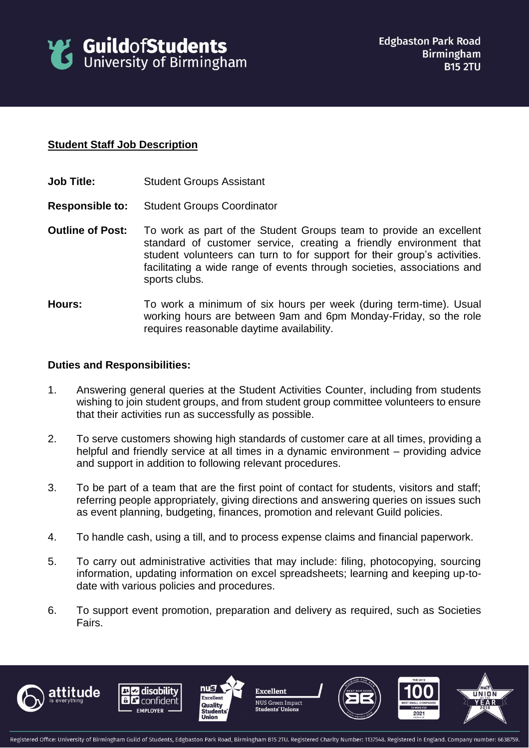**Student Staff Job Description**

**Job Title:** Student Groups Assistant

**Responsible to:** Student Groups Coordinator

**Outline of Post:** To work as part of the Student Groups team to provide an excellent standard of customer service, creating a friendly environment that student volunteers can turn to for support for their group's activities. facilitating a wide range of events through societies, associations and sports clubs.

**Hours:** To work a minimum of six hours per week (during term-time). Usual working hours are between 9am and 6pm Monday-Friday, so the role requires reasonable daytime availability.

**Duties and Responsibilities:**

1. Answering general queries at the Student Activities Counter, including from students wishing to join student groups, and from student group committee volunteers to ensure that their activities run as successfully as possible.

2. To serve customers showing high standards of customer care at all times, providing a helpful and friendly service at all times in a dynamic environment – providing advice and support in addition to following relevant procedures.

3. To be part of a team that are the first point of contact for students, visitors and staff; referring people appropriately, giving directions and answering queries on issues such as event planning, budgeting, finances, promotion and relevant Guild policies.

4. To handle cash, using a till, and to process expense claims and financial paperwork.

5. To carry out administrative activities that may include: filing, photocopying, sourcing information, updating information on excel spreadsheets; learning and keeping up-to-date with various policies and procedures.

6. To support event promotion, preparation and delivery as required, such as Societies Fairs.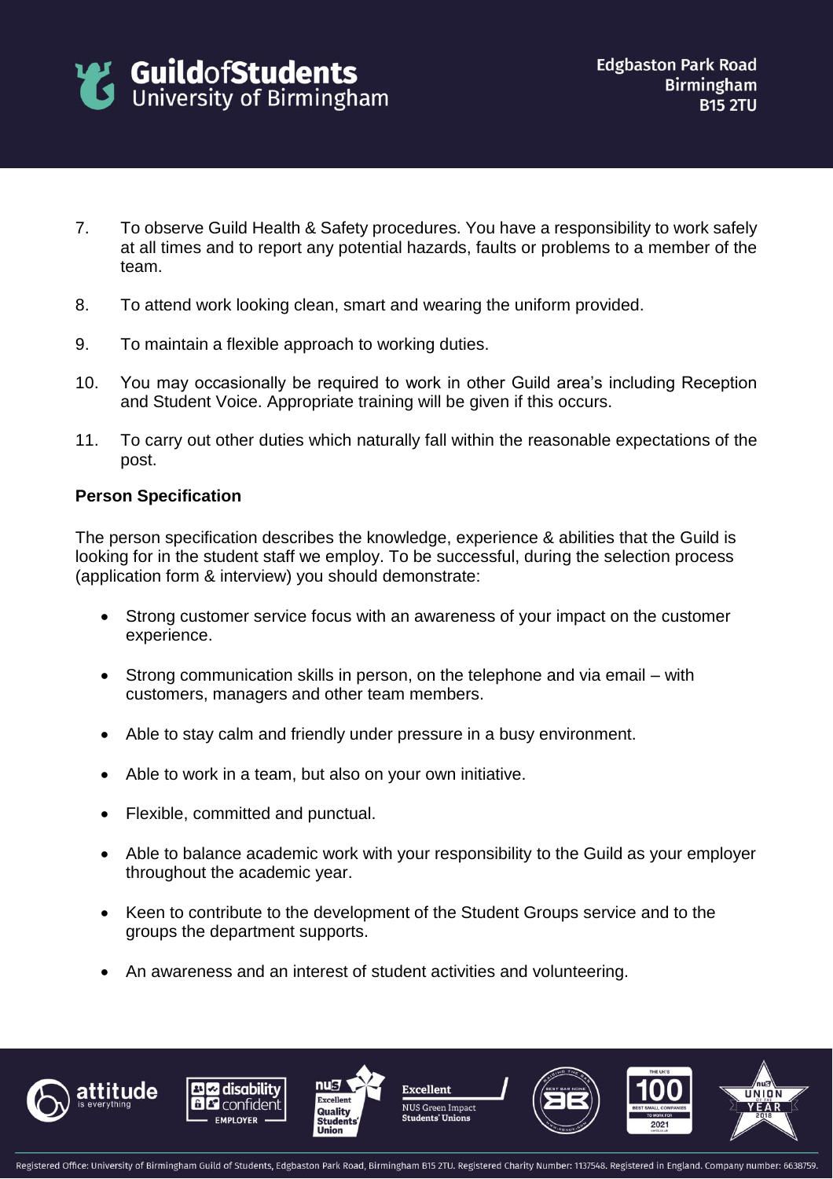7. To observe Guild Health & Safety procedures. You have a responsibility to work safely at all times and to report any potential hazards, faults or problems to a member of the team.

8. To attend work looking clean, smart and wearing the uniform provided.

9. To maintain a flexible approach to working duties.

10. You may occasionally be required to work in other Guild area's including Reception and Student Voice. Appropriate training will be given if this occurs.

11. To carry out other duties which naturally fall within the reasonable expectations of the post.

**Person Specification**

The person specification describes the knowledge, experience & abilities that the Guild is looking for in the student staff we employ. To be successful, during the selection process (application form & interview) you should demonstrate:

- Strong customer service focus with an awareness of your impact on the customer experience.
- Strong communication skills in person, on the telephone and via email – with customers, managers and other team members.
- Able to stay calm and friendly under pressure in a busy environment.
- Able to work in a team, but also on your own initiative.
- Flexible, committed and punctual.
- Able to balance academic work with your responsibility to the Guild as your employer throughout the academic year.
- Keen to contribute to the development of the Student Groups service and to the groups the department supports.
- An awareness and an interest of student activities and volunteering.